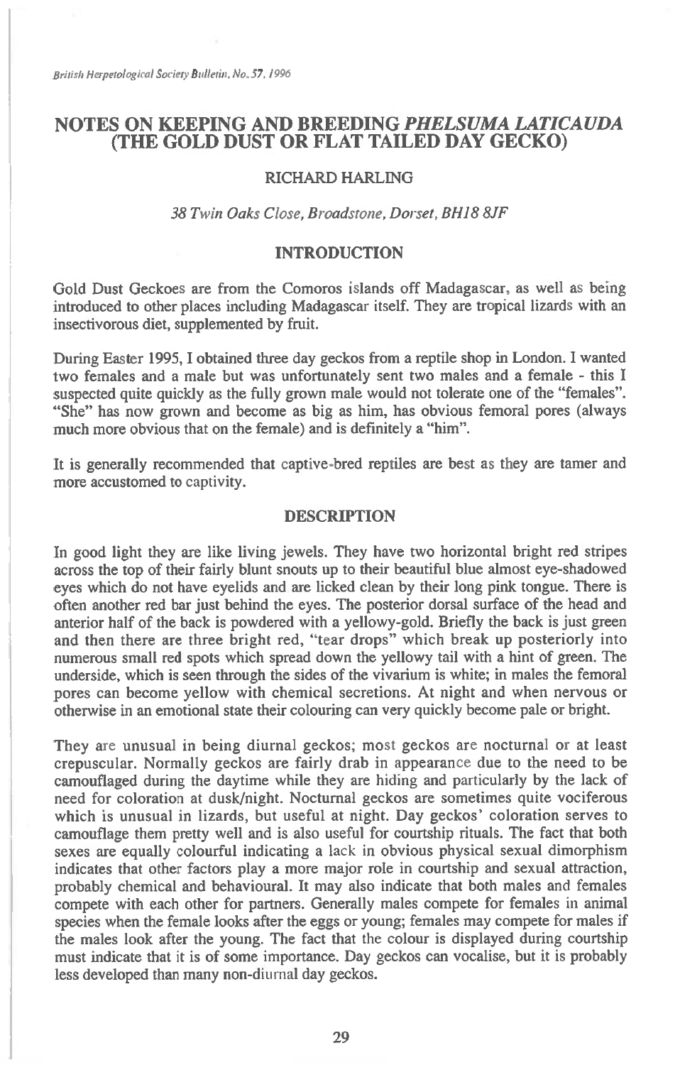# NOTES ON KEEPING AND BREEDING *PHELSUMA LATICAUDA* (THE GOLD DUST OR FLAT TAILED DAY GECKO)

RICHARD HARLING

*38 Twin Oaks Close, Broadstone, Dorset, BH18 8JF*

## INTRODUCTION

Gold Dust Geckoes are from the Comoros islands off Madagascar, as well as being introduced to other places including Madagascar itself. They are tropical lizards with an insectivorous diet, supplemented by fruit.

During Easter 1995, I obtained three day geckos from a reptile shop in London. I wanted two females and a male but was unfortunately sent two males and a female - this I suspected quite quickly as the fully grown male would not tolerate one of the "females". "She" has now grown and become as big as him, has obvious femoral pores (always much more obvious that on the female) and is definitely a "him".

It is generally recommended that captive-bred reptiles are best as they are tamer and more accustomed to captivity.

## DESCRIPTION

In good light they are like living jewels. They have two horizontal bright red stripes across the top of their fairly blunt snouts up to their beautiful blue almost eye-shadowed eyes which do not have eyelids and are licked clean by their long pink tongue. There is often another red bar just behind the eyes. The posterior dorsal surface of the head and anterior half of the back is powdered with a yellowy-gold. Briefly the back is just green and then there are three bright red, "tear drops" which break up posteriorly into numerous small red spots which spread down the yellowy tail with a hint of green. The underside, which is seen through the sides of the vivarium is white; in males the femoral pores can become yellow with chemical secretions. At night and when nervous or otherwise in an emotional state their colouring can very quickly become pale or bright.

They are unusual in being diurnal geckos; most geckos are nocturnal or at least crepuscular. Normally geckos are fairly drab in appearance due to the need to be camouflaged during the daytime while they are hiding and particularly by the lack of need for coloration at dusk/night. Nocturnal geckos are sometimes quite vociferous which is unusual in lizards, but useful at night. Day geckos' coloration serves to camouflage them pretty well and is also useful for courtship rituals. The fact that both sexes are equally colourful indicating a lack in obvious physical sexual dimorphism indicates that other factors play a more major role in courtship and sexual attraction, probably chemical and behavioural. It may also indicate that both males and females compete with each other for partners. Generally males compete for females in animal species when the female looks after the eggs or young; females may compete for males if the males look after the young. The fact that the colour is displayed during courtship must indicate that it is of some importance. Day geckos can vocalise, but it is probably less developed than many non-diurnal day geckos.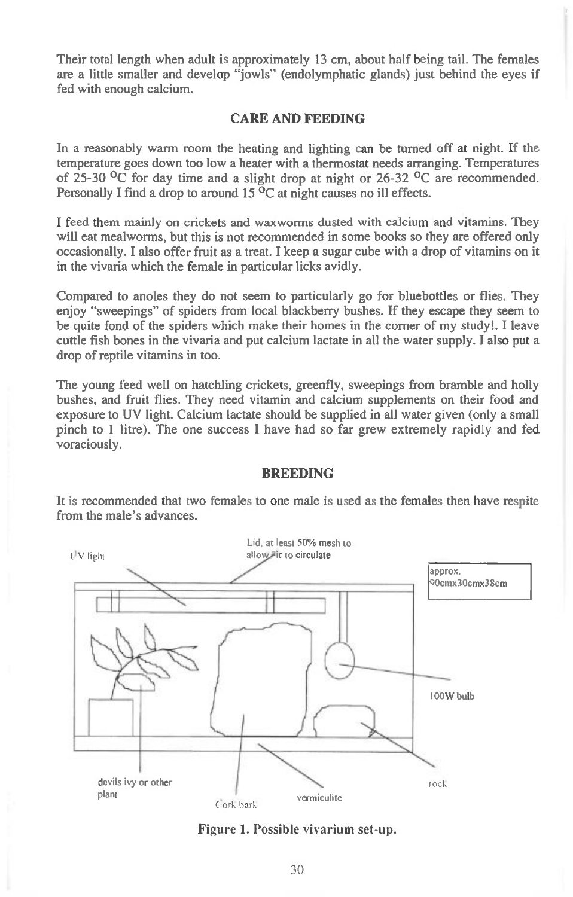Their total length when adult is approximately 13 cm, about half being tail. The females are a little smaller and develop "jowls" (endolymphatic glands) just behind the eyes if fed with enough calcium.

## CARE AND FEEDING

In a reasonably warm room the heating and lighting can be turned off at night. If the temperature goes down too low a heater with a thermostat needs arranging. Temperatures of 25-30 $^{\circ}$C for day time and a slight drop at night or 26-32 $^{\circ}$C are recommended. Personally I find a drop to around 15 $^{\circ}$C at night causes no ill effects.

I feed them mainly on crickets and waxworms dusted with calcium and vitamins. They will eat mealworms, but this is not recommended in some books so they are offered only occasionally. I also offer fruit as a treat. I keep a sugar cube with a drop of vitamins on it in the vivaria which the female in particular licks avidly.

Compared to anoles they do not seem to particularly go for bluebottles or flies. They enjoy "sweepings" of spiders from local blackberry bushes. If they escape they seem to be quite fond of the spiders which make their homes in the corner of my study!. I leave cuttle fish bones in the vivaria and put calcium lactate in all the water supply. I also put a drop of reptile vitamins in too.

The young feed well on hatchling crickets, greenfly, sweepings from bramble and holly bushes, and fruit flies. They need vitamin and calcium supplements on their food and exposure to UV light. Calcium lactate should be supplied in all water given (only a small pinch to 1 litre). The one success I have had so far grew extremely rapidly and fed voraciously.

## BREEDING

It is recommended that two females to one male is used as the females then have respite from the male's advances.

UV light

Lid, at least 50% mesh to allow air to circulate

approx. 90cmx30cmx38cm

100W bulb

devils ivy or other plant

Cork bark

vermiculite

rock

**Figure 1. Possible vivarium set-up.**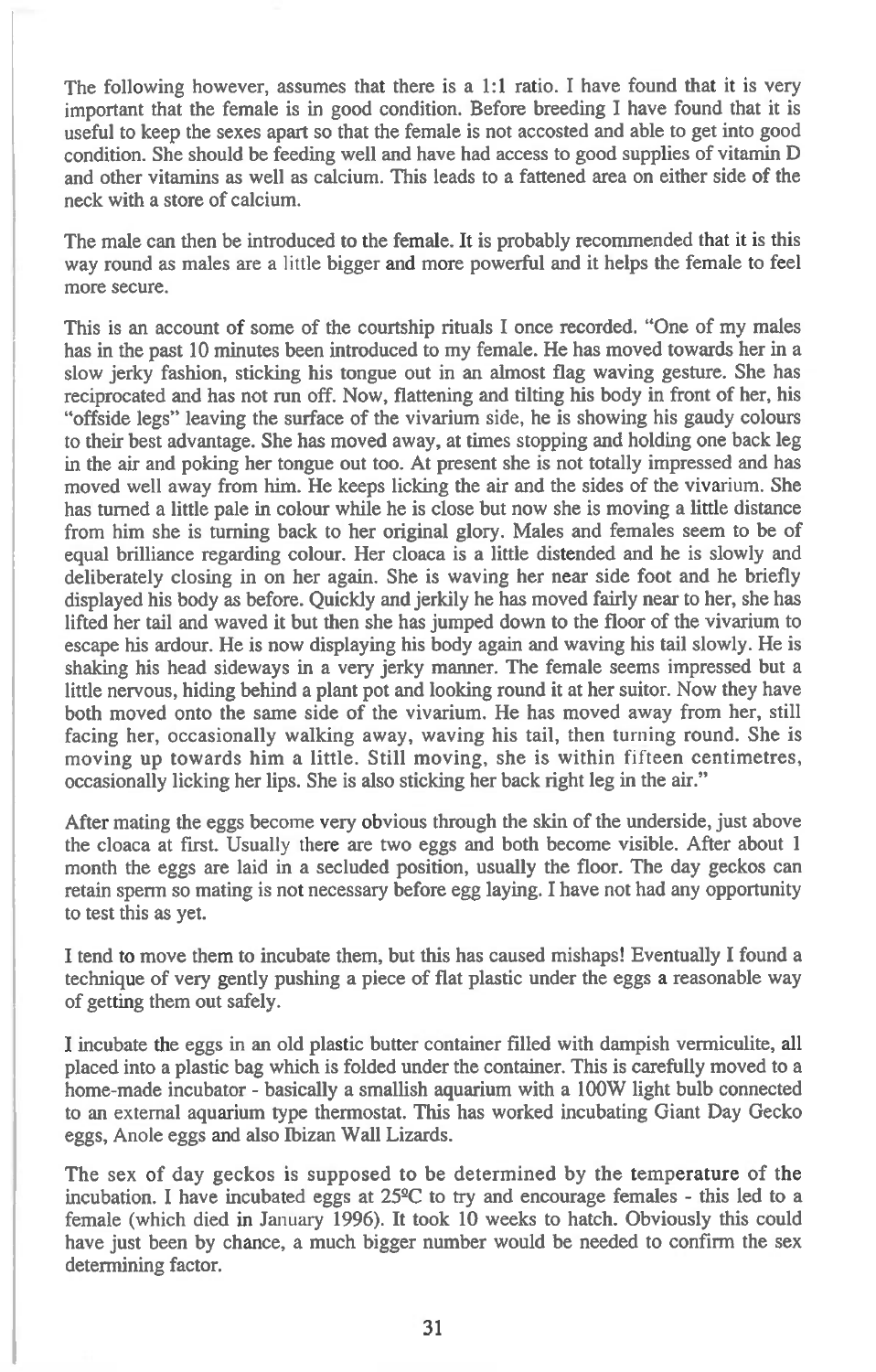The following however, assumes that there is a 1:1 ratio. I have found that it is very important that the female is in good condition. Before breeding I have found that it is useful to keep the sexes apart so that the female is not accosted and able to get into good condition. She should be feeding well and have had access to good supplies of vitamin D and other vitamins as well as calcium. This leads to a fattened area on either side of the neck with a store of calcium.

The male can then be introduced to the female. It is probably recommended that it is this way round as males are a little bigger and more powerful and it helps the female to feel more secure.

This is an account of some of the courtship rituals I once recorded. "One of my males has in the past 10 minutes been introduced to my female. He has moved towards her in a slow jerky fashion, sticking his tongue out in an almost flag waving gesture. She has reciprocated and has not run off. Now, flattening and tilting his body in front of her, his "offside legs" leaving the surface of the vivarium side, he is showing his gaudy colours to their best advantage. She has moved away, at times stopping and holding one back leg in the air and poking her tongue out too. At present she is not totally impressed and has moved well away from him. He keeps licking the air and the sides of the vivarium. She has turned a little pale in colour while he is close but now she is moving a little distance from him she is turning back to her original glory. Males and females seem to be of equal brilliance regarding colour. Her cloaca is a little distended and he is slowly and deliberately closing in on her again. She is waving her near side foot and he briefly displayed his body as before. Quickly and jerkily he has moved fairly near to her, she has lifted her tail and waved it but then she has jumped down to the floor of the vivarium to escape his ardour. He is now displaying his body again and waving his tail slowly. He is shaking his head sideways in a very jerky manner. The female seems impressed but a little nervous, hiding behind a plant pot and looking round it at her suitor. Now they have both moved onto the same side of the vivarium. He has moved away from her, still facing her, occasionally walking away, waving his tail, then turning round. She is moving up towards him a little. Still moving, she is within fifteen centimetres, occasionally licking her lips. She is also sticking her back right leg in the air."

After mating the eggs become very obvious through the skin of the underside, just above the cloaca at first. Usually there are two eggs and both become visible. After about 1 month the eggs are laid in a secluded position, usually the floor. The day geckos can retain sperm so mating is not necessary before egg laying. I have not had any opportunity to test this as yet.

I tend to move them to incubate them, but this has caused mishaps! Eventually I found a technique of very gently pushing a piece of flat plastic under the eggs a reasonable way of getting them out safely.

I incubate the eggs in an old plastic butter container filled with dampish vermiculite, all placed into a plastic bag which is folded under the container. This is carefully moved to a home-made incubator - basically a smallish aquarium with a 100W light bulb connected to an external aquarium type thermostat. This has worked incubating Giant Day Gecko eggs, Anole eggs and also Ibizan Wall Lizards.

The sex of day geckos is supposed to be determined by the temperature of the incubation. I have incubated eggs at 25ºC to try and encourage females - this led to a female (which died in January 1996). It took 10 weeks to hatch. Obviously this could have just been by chance, a much bigger number would be needed to confirm the sex determining factor.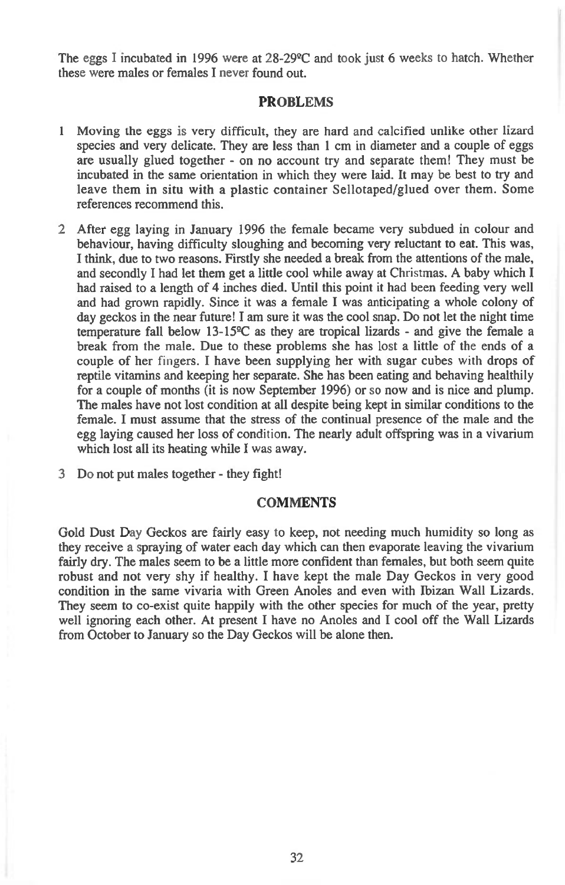The eggs I incubated in 1996 were at 28-29ºC and took just 6 weeks to hatch. Whether these were males or females I never found out.

## PROBLEMS

1. Moving the eggs is very difficult, they are hard and calcified unlike other lizard species and very delicate. They are less than 1 cm in diameter and a couple of eggs are usually glued together - on no account try and separate them! They must be incubated in the same orientation in which they were laid. It may be best to try and leave them in situ with a plastic container Sellotaped/glued over them. Some references recommend this.

2. After egg laying in January 1996 the female became very subdued in colour and behaviour, having difficulty sloughing and becoming very reluctant to eat. This was, I think, due to two reasons. Firstly she needed a break from the attentions of the male, and secondly I had let them get a little cool while away at Christmas. A baby which I had raised to a length of 4 inches died. Until this point it had been feeding very well and had grown rapidly. Since it was a female I was anticipating a whole colony of day geckos in the near future! I am sure it was the cool snap. Do not let the night time temperature fall below 13-15ºC as they are tropical lizards - and give the female a break from the male. Due to these problems she has lost a little of the ends of a couple of her fingers. I have been supplying her with sugar cubes with drops of reptile vitamins and keeping her separate. She has been eating and behaving healthily for a couple of months (it is now September 1996) or so now and is nice and plump. The males have not lost condition at all despite being kept in similar conditions to the female. I must assume that the stress of the continual presence of the male and the egg laying caused her loss of condition. The nearly adult offspring was in a vivarium which lost all its heating while I was away.

3. Do not put males together - they fight!

## COMMENTS

Gold Dust Day Geckos are fairly easy to keep, not needing much humidity so long as they receive a spraying of water each day which can then evaporate leaving the vivarium fairly dry. The males seem to be a little more confident than females, but both seem quite robust and not very shy if healthy. I have kept the male Day Geckos in very good condition in the same vivaria with Green Anoles and even with Ibizan Wall Lizards. They seem to co-exist quite happily with the other species for much of the year, pretty well ignoring each other. At present I have no Anoles and I cool off the Wall Lizards from October to January so the Day Geckos will be alone then.